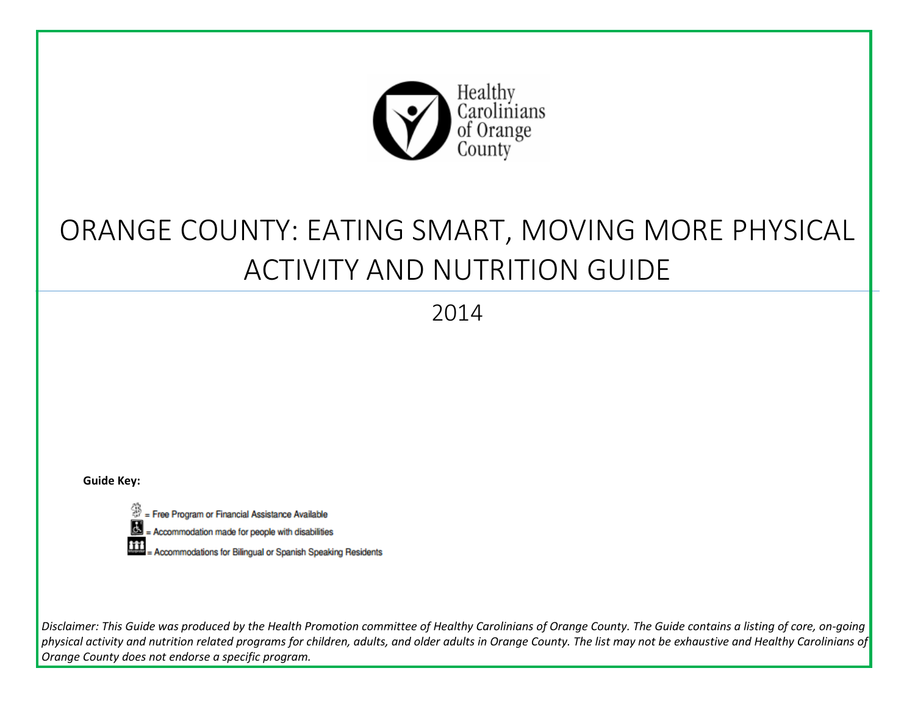Healthy Carolinians of Orange County

# ORANGE COUNTY: EATING SMART, MOVING MORE PHYSICAL ACTIVITY AND NUTRITION GUIDE

2014

**Guide Key:**

= Free Program or Financial Assistance Available

= Accommodation made for people with disabilities

= Accommodations for Bilingual or Spanish Speaking Residents

*Disclaimer: This Guide was produced by the Health Promotion committee of Healthy Carolinians of Orange County. The Guide contains a listing of core, on-going physical activity and nutrition related programs for children, adults, and older adults in Orange County. The list may not be exhaustive and Healthy Carolinians of Orange County does not endorse a specific program.*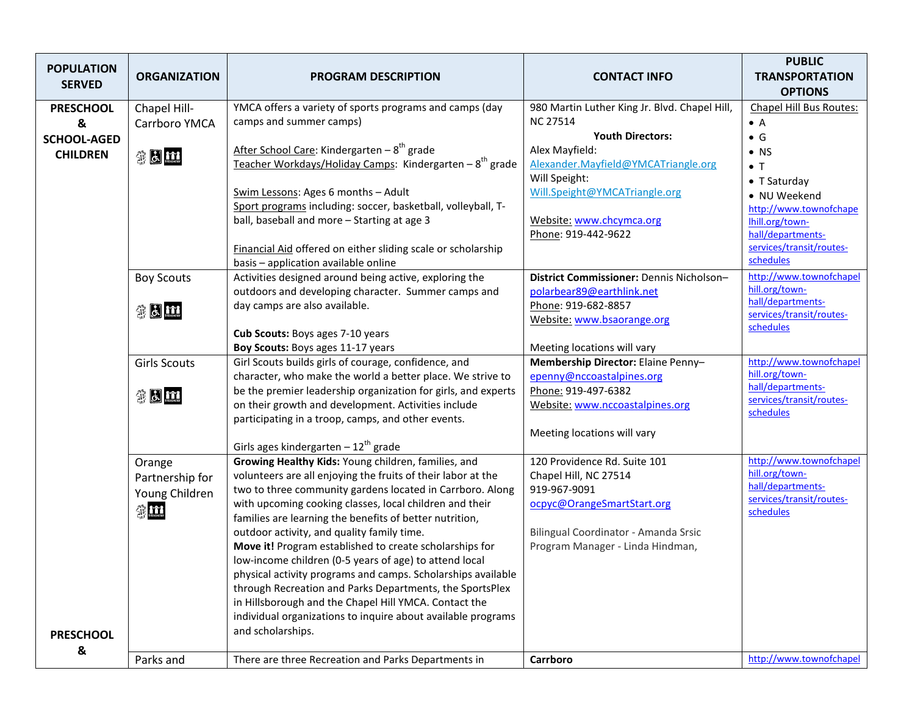| POPULATION SERVED | ORGANIZATION | PROGRAM DESCRIPTION | CONTACT INFO | PUBLIC TRANSPORTATION OPTIONS |
|---|---|---|---|---|
| **PRESCHOOL & SCHOOL-AGED CHILDREN** | Chapel Hill-Carrboro YMCA | YMCA offers a variety of sports programs and camps (day camps and summer camps)<br><br>After School Care: Kindergarten – 8th grade<br>Teacher Workdays/Holiday Camps: Kindergarten – 8th grade<br><br>Swim Lessons: Ages 6 months – Adult<br>Sport programs including: soccer, basketball, volleyball, T-ball, baseball and more – Starting at age 3<br><br>Financial Aid offered on either sliding scale or scholarship basis – application available online | 980 Martin Luther King Jr. Blvd. Chapel Hill, NC 27514<br>**Youth Directors:**<br>Alex Mayfield: Alexander.Mayfield@YMCATriangle.org<br>Will Speight: Will.Speight@YMCATriangle.org<br><br>Website: www.chcymca.org<br>Phone: 919-442-9622 | Chapel Hill Bus Routes:<br>• A<br>• G<br>• NS<br>• T<br>• T Saturday<br>• NU Weekend<br>http://www.townofchapelhill.org/town-hall/departments-services/transit/routes-schedules |
| | Boy Scouts | Activities designed around being active, exploring the outdoors and developing character. Summer camps and day camps are also available.<br><br>**Cub Scouts:** Boys ages 7-10 years<br>**Boy Scouts:** Boys ages 11-17 years | **District Commissioner:** Dennis Nicholson– polarbear89@earthlink.net<br>Phone: 919-682-8857<br>Website: www.bsaorange.org<br><br>Meeting locations will vary | http://www.townofchapelhill.org/town-hall/departments-services/transit/routes-schedules |
| | Girls Scouts | Girl Scouts builds girls of courage, confidence, and character, who make the world a better place. We strive to be the premier leadership organization for girls, and experts on their growth and development. Activities include participating in a troop, camps, and other events.<br><br>Girls ages kindergarten – 12th grade | **Membership Director:** Elaine Penny– epenny@nccoastalpines.org<br>Phone: 919-497-6382<br>Website: www.nccoastalpines.org<br><br>Meeting locations will vary | http://www.townofchapelhill.org/town-hall/departments-services/transit/routes-schedules |
| | Orange Partnership for Young Children | **Growing Healthy Kids:** Young children, families, and volunteers are all enjoying the fruits of their labor at the two to three community gardens located in Carrboro. Along with upcoming cooking classes, local children and their families are learning the benefits of better nutrition, outdoor activity, and quality family time.<br>**Move it!** Program established to create scholarships for low-income children (0-5 years of age) to attend local physical activity programs and camps. Scholarships available through Recreation and Parks Departments, the SportsPlex in Hillsborough and the Chapel Hill YMCA. Contact the individual organizations to inquire about available programs and scholarships. | 120 Providence Rd. Suite 101<br>Chapel Hill, NC 27514<br>919-967-9091<br>ocpyc@OrangeSmartStart.org<br><br>Bilingual Coordinator - Amanda Srsic<br>Program Manager - Linda Hindman, | http://www.townofchapelhill.org/town-hall/departments-services/transit/routes-schedules |
| **PRESCHOOL &** | Parks and | There are three Recreation and Parks Departments in | **Carrboro** | http://www.townofchapel |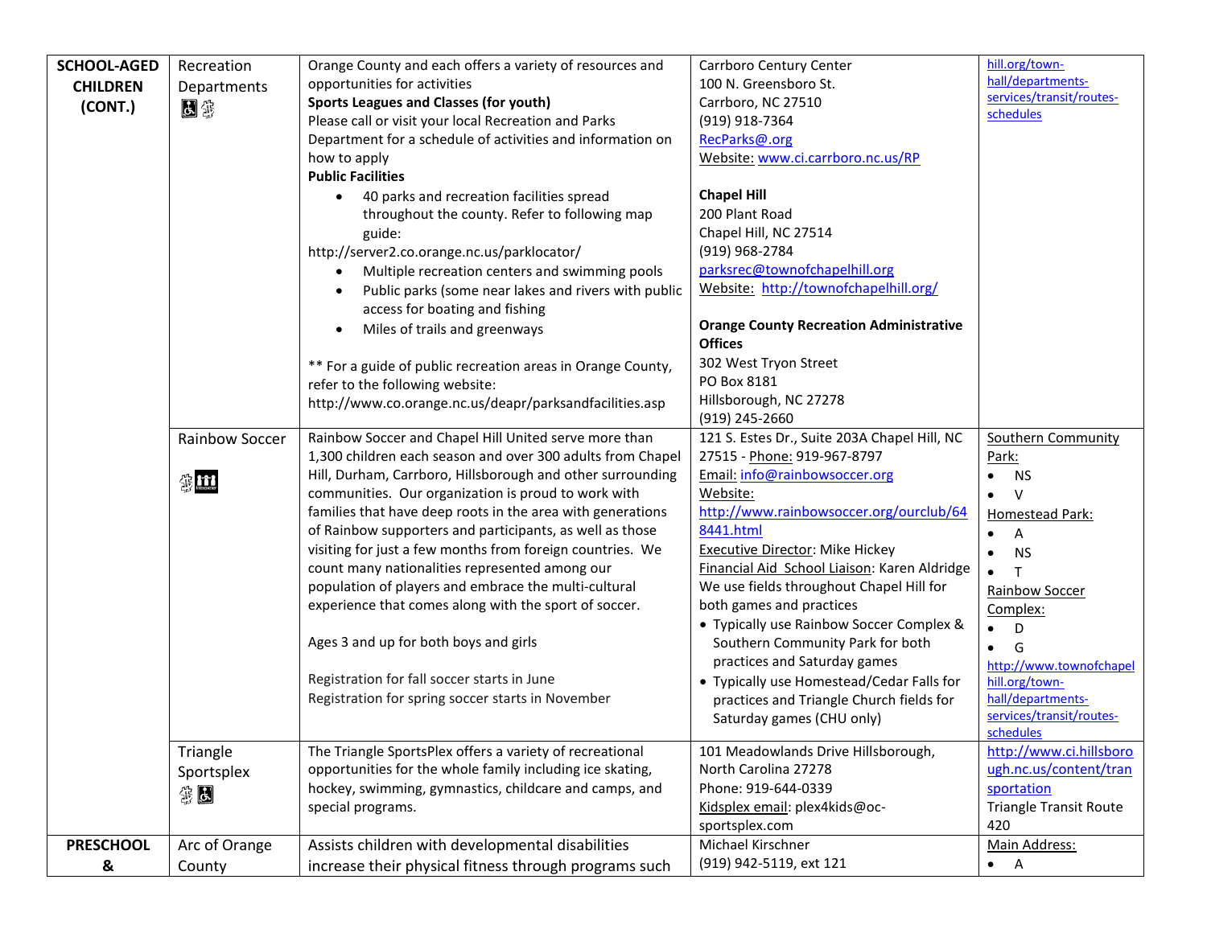| SCHOOL-AGED CHILDREN (CONT.) | Recreation Departments | Orange County and each offers a variety of resources and opportunities for activities<br>**Sports Leagues and Classes (for youth)**<br>Please call or visit your local Recreation and Parks Department for a schedule of activities and information on how to apply<br>**Public Facilities**<br>• 40 parks and recreation facilities spread throughout the county. Refer to following map guide:<br>http://server2.co.orange.nc.us/parklocator/<br>• Multiple recreation centers and swimming pools<br>• Public parks (some near lakes and rivers with public access for boating and fishing<br>• Miles of trails and greenways<br><br>** For a guide of public recreation areas in Orange County, refer to the following website: http://www.co.orange.nc.us/deapr/parksandfacilities.asp | Carrboro Century Center<br>100 N. Greensboro St.<br>Carrboro, NC 27510<br>(919) 918-7364<br>RecParks@.org<br>Website: www.ci.carrboro.nc.us/RP<br><br>**Chapel Hill**<br>200 Plant Road<br>Chapel Hill, NC 27514<br>(919) 968-2784<br>parksrec@townofchapelhill.org<br>Website: http://townofchapelhill.org/<br><br>**Orange County Recreation Administrative Offices**<br>302 West Tryon Street<br>PO Box 8181<br>Hillsborough, NC 27278<br>(919) 245-2660 | hill.org/town-hall/departments-services/transit/routes-schedules |
|---|---|---|---|---|
| | Rainbow Soccer | Rainbow Soccer and Chapel Hill United serve more than 1,300 children each season and over 300 adults from Chapel Hill, Durham, Carrboro, Hillsborough and other surrounding communities. Our organization is proud to work with families that have deep roots in the area with generations of Rainbow supporters and participants, as well as those visiting for just a few months from foreign countries. We count many nationalities represented among our population of players and embrace the multi-cultural experience that comes along with the sport of soccer.<br><br>Ages 3 and up for both boys and girls<br><br>Registration for fall soccer starts in June<br>Registration for spring soccer starts in November | 121 S. Estes Dr., Suite 203A Chapel Hill, NC 27515 - Phone: 919-967-8797<br>Email: info@rainbowsoccer.org<br>Website: http://www.rainbowsoccer.org/ourclub/648441.html<br>Executive Director: Mike Hickey<br>Financial Aid School Liaison: Karen Aldridge<br>We use fields throughout Chapel Hill for both games and practices<br>• Typically use Rainbow Soccer Complex & Southern Community Park for both practices and Saturday games<br>• Typically use Homestead/Cedar Falls for practices and Triangle Church fields for Saturday games (CHU only) | Southern Community Park:<br>• NS<br>• V<br>Homestead Park:<br>• A<br>• NS<br>• T<br>Rainbow Soccer Complex:<br>• D<br>• G<br>http://www.townofchapelhill.org/town-hall/departments-services/transit/routes-schedules |
| | Triangle Sportsplex | The Triangle SportsPlex offers a variety of recreational opportunities for the whole family including ice skating, hockey, swimming, gymnastics, childcare and camps, and special programs. | 101 Meadowlands Drive Hillsborough, North Carolina 27278<br>Phone: 919-644-0339<br>Kidsplex email: plex4kids@oc-sportsplex.com | http://www.ci.hillsborough.nc.us/content/transportation<br>Triangle Transit Route 420 |
| PRESCHOOL & | Arc of Orange County | Assists children with developmental disabilities increase their physical fitness through programs such | Michael Kirschner<br>(919) 942-5119, ext 121 | Main Address:<br>• A |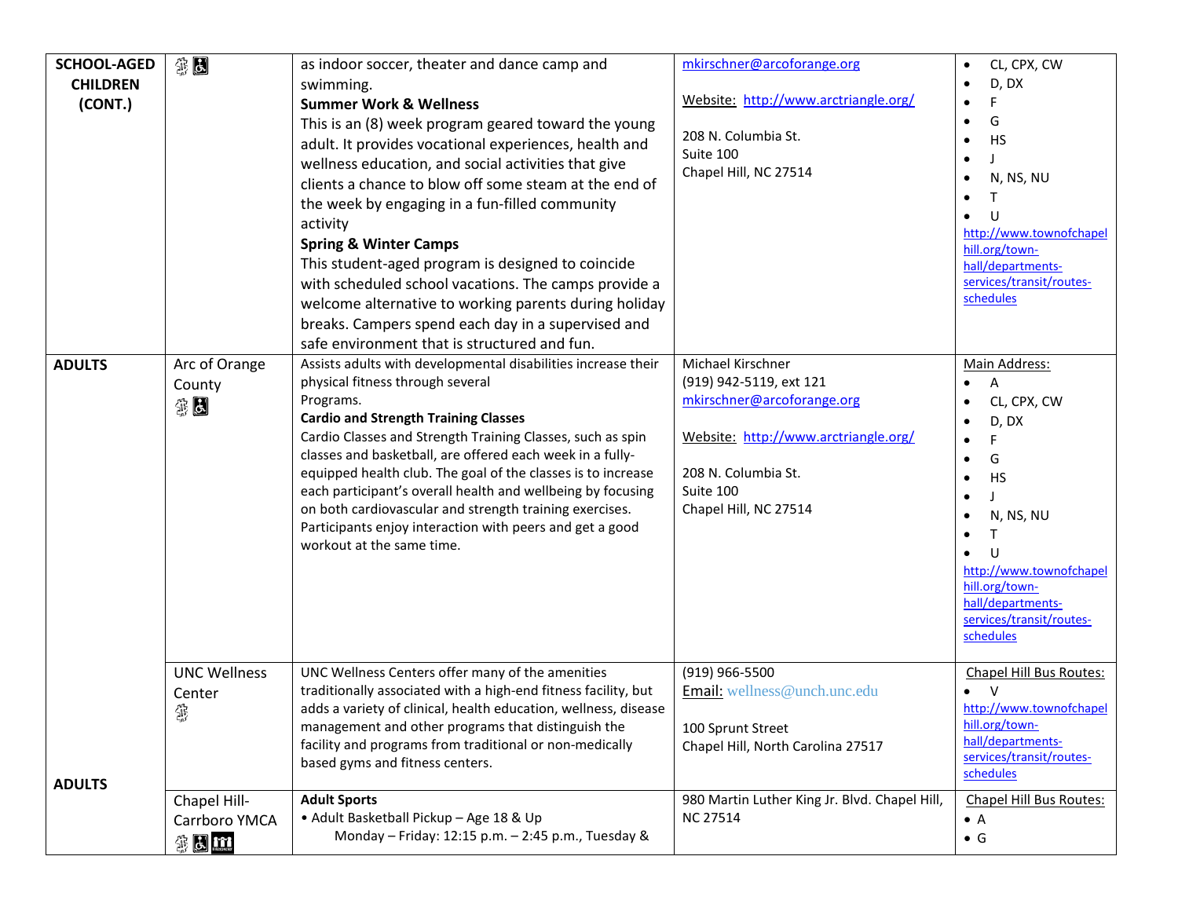| | | | | |
|---|---|---|---|---|
| **SCHOOL-AGED CHILDREN (CONT.)** | | as indoor soccer, theater and dance camp and swimming.<br>**Summer Work & Wellness**<br>This is an (8) week program geared toward the young adult. It provides vocational experiences, health and wellness education, and social activities that give clients a chance to blow off some steam at the end of the week by engaging in a fun-filled community activity<br>**Spring & Winter Camps**<br>This student-aged program is designed to coincide with scheduled school vacations. The camps provide a welcome alternative to working parents during holiday breaks. Campers spend each day in a supervised and safe environment that is structured and fun. | mkirschner@arcoforange.org<br><br>Website: http://www.arctriangle.org/<br><br>208 N. Columbia St.<br>Suite 100<br>Chapel Hill, NC 27514 | • CL, CPX, CW<br>• D, DX<br>• F<br>• G<br>• HS<br>• J<br>• N, NS, NU<br>• T<br>• U<br>http://www.townofchapelhill.org/town-hall/departments-services/transit/routes-schedules |
| **ADULTS** | Arc of Orange County | Assists adults with developmental disabilities increase their physical fitness through several Programs.<br>**Cardio and Strength Training Classes**<br>Cardio Classes and Strength Training Classes, such as spin classes and basketball, are offered each week in a fully-equipped health club. The goal of the classes is to increase each participant's overall health and wellbeing by focusing on both cardiovascular and strength training exercises. Participants enjoy interaction with peers and get a good workout at the same time. | Michael Kirschner<br>(919) 942-5119, ext 121<br>mkirschner@arcoforange.org<br><br>Website: http://www.arctriangle.org/<br><br>208 N. Columbia St.<br>Suite 100<br>Chapel Hill, NC 27514 | Main Address:<br>• A<br>• CL, CPX, CW<br>• D, DX<br>• F<br>• G<br>• HS<br>• J<br>• N, NS, NU<br>• T<br>• U<br>http://www.townofchapelhill.org/town-hall/departments-services/transit/routes-schedules |
| | UNC Wellness Center | UNC Wellness Centers offer many of the amenities traditionally associated with a high-end fitness facility, but adds a variety of clinical, health education, wellness, disease management and other programs that distinguish the facility and programs from traditional or non-medically based gyms and fitness centers. | (919) 966-5500<br>Email: wellness@unch.unc.edu<br><br>100 Sprunt Street<br>Chapel Hill, North Carolina 27517 | Chapel Hill Bus Routes:<br>• V<br>http://www.townofchapelhill.org/town-hall/departments-services/transit/routes-schedules |
| **ADULTS** | Chapel Hill-Carrboro YMCA | **Adult Sports**<br>• Adult Basketball Pickup – Age 18 & Up<br>Monday – Friday: 12:15 p.m. – 2:45 p.m., Tuesday & | 980 Martin Luther King Jr. Blvd. Chapel Hill, NC 27514 | Chapel Hill Bus Routes:<br>• A<br>• G |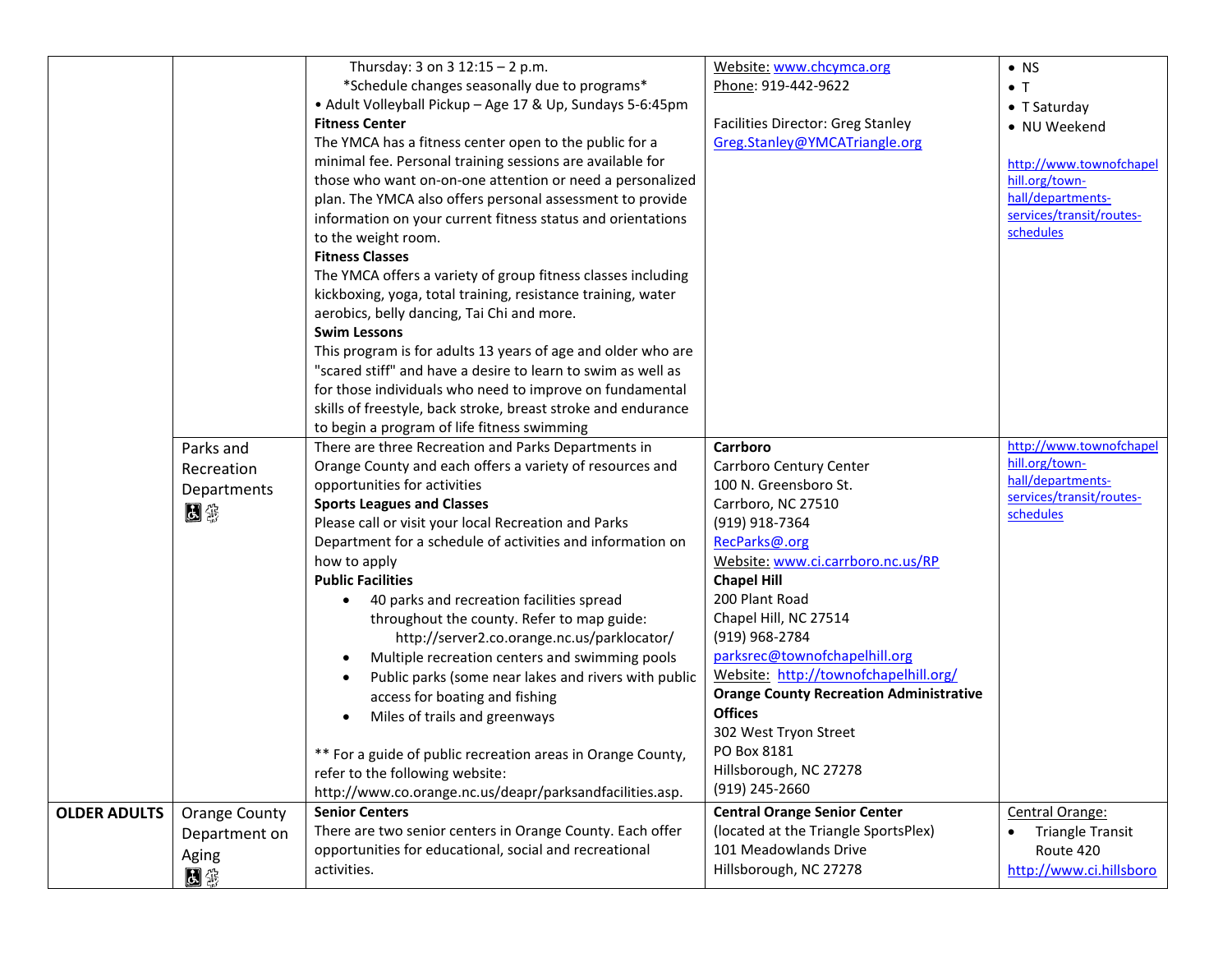| | | | | |
|---|---|---|---|---|
| | | Thursday: 3 on 3 12:15 – 2 p.m.<br>*Schedule changes seasonally due to programs*<br>• Adult Volleyball Pickup – Age 17 & Up, Sundays 5-6:45pm<br>**Fitness Center**<br>The YMCA has a fitness center open to the public for a minimal fee. Personal training sessions are available for those who want on-on-one attention or need a personalized plan. The YMCA also offers personal assessment to provide information on your current fitness status and orientations to the weight room.<br>**Fitness Classes**<br>The YMCA offers a variety of group fitness classes including kickboxing, yoga, total training, resistance training, water aerobics, belly dancing, Tai Chi and more.<br>**Swim Lessons**<br>This program is for adults 13 years of age and older who are "scared stiff" and have a desire to learn to swim as well as for those individuals who need to improve on fundamental skills of freestyle, back stroke, breast stroke and endurance to begin a program of life fitness swimming | Website: www.chcymca.org<br>Phone: 919-442-9622<br><br>Facilities Director: Greg Stanley<br>Greg.Stanley@YMCATriangle.org | • NS<br>• T<br>• T Saturday<br>• NU Weekend<br><br>http://www.townofchapelhill.org/town-hall/departments-services/transit/routes-schedules |
| | Parks and Recreation Departments | There are three Recreation and Parks Departments in Orange County and each offers a variety of resources and opportunities for activities<br>**Sports Leagues and Classes**<br>Please call or visit your local Recreation and Parks Department for a schedule of activities and information on how to apply<br>**Public Facilities**<br>• 40 parks and recreation facilities spread throughout the county. Refer to map guide: http://server2.co.orange.nc.us/parklocator/<br>• Multiple recreation centers and swimming pools<br>• Public parks (some near lakes and rivers with public access for boating and fishing<br>• Miles of trails and greenways<br><br>** For a guide of public recreation areas in Orange County, refer to the following website: http://www.co.orange.nc.us/deapr/parksandfacilities.asp. | **Carrboro**<br>Carrboro Century Center<br>100 N. Greensboro St.<br>Carrboro, NC 27510<br>(919) 918-7364<br>RecParks@.org<br>Website: www.ci.carrboro.nc.us/RP<br>**Chapel Hill**<br>200 Plant Road<br>Chapel Hill, NC 27514<br>(919) 968-2784<br>parksrec@townofchapelhill.org<br>Website: http://townofchapelhill.org/<br>**Orange County Recreation Administrative Offices**<br>302 West Tryon Street<br>PO Box 8181<br>Hillsborough, NC 27278<br>(919) 245-2660 | http://www.townofchapelhill.org/town-hall/departments-services/transit/routes-schedules |
| **OLDER ADULTS** | Orange County Department on Aging | **Senior Centers**<br>There are two senior centers in Orange County. Each offer opportunities for educational, social and recreational activities. | **Central Orange Senior Center**<br>(located at the Triangle SportsPlex)<br>101 Meadowlands Drive<br>Hillsborough, NC 27278 | Central Orange:<br>• Triangle Transit Route 420<br><br>http://www.ci.hillsboro |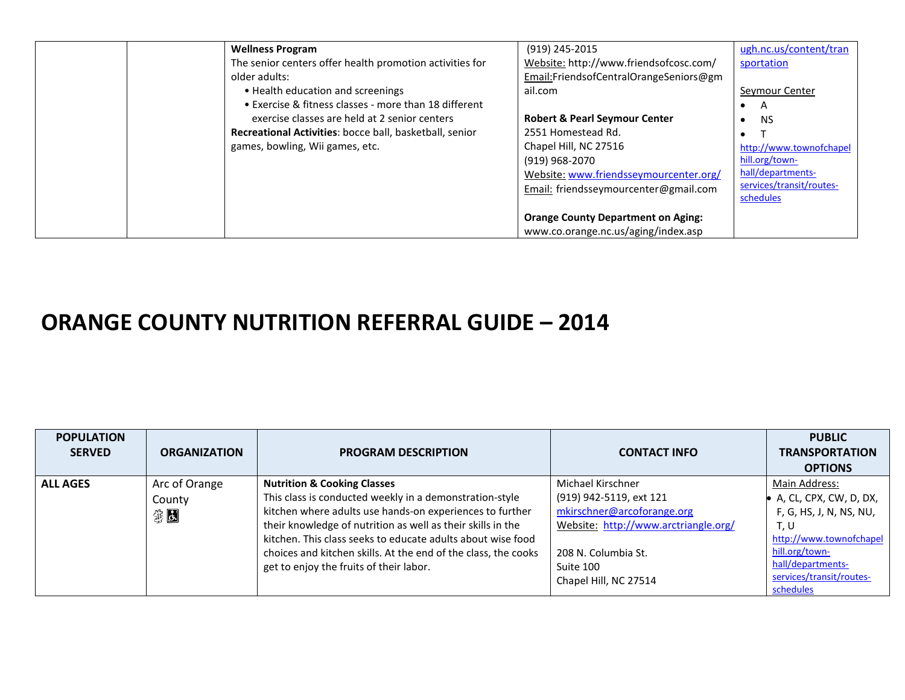| | | **Wellness Program**<br>The senior centers offer health promotion activities for older adults:<br>• Health education and screenings<br>• Exercise & fitness classes - more than 18 different exercise classes are held at 2 senior centers<br>**Recreational Activities**: bocce ball, basketball, senior games, bowling, Wii games, etc. | (919) 245-2015<br>Website: http://www.friendsofcosc.com/<br>Email:FriendsofCentralOrangeSeniors@gmail.com<br><br>**Robert & Pearl Seymour Center**<br>2551 Homestead Rd.<br>Chapel Hill, NC 27516<br>(919) 968-2070<br>Website: www.friendsseymourcenter.org/<br>Email: friendsseymourcenter@gmail.com<br><br>**Orange County Department on Aging:**<br>www.co.orange.nc.us/aging/index.asp | ugh.nc.us/content/transportation<br><br>Seymour Center<br>• A<br>• NS<br>• T<br>http://www.townofchapelhill.org/town-hall/departments-services/transit/routes-schedules |
|---|---|---|---|---|

# ORANGE COUNTY NUTRITION REFERRAL GUIDE – 2014

| POPULATION SERVED | ORGANIZATION | PROGRAM DESCRIPTION | CONTACT INFO | PUBLIC TRANSPORTATION OPTIONS |
|---|---|---|---|---|
| **ALL AGES** | Arc of Orange County | **Nutrition & Cooking Classes**<br>This class is conducted weekly in a demonstration-style kitchen where adults use hands-on experiences to further their knowledge of nutrition as well as their skills in the kitchen. This class seeks to educate adults about wise food choices and kitchen skills. At the end of the class, the cooks get to enjoy the fruits of their labor. | Michael Kirschner<br>(919) 942-5119, ext 121<br>mkirschner@arcoforange.org<br>Website: http://www.arctriangle.org/<br><br>208 N. Columbia St.<br>Suite 100<br>Chapel Hill, NC 27514 | Main Address:<br>• A, CL, CPX, CW, D, DX, F, G, HS, J, N, NS, NU, T, U<br>http://www.townofchapelhill.org/town-hall/departments-services/transit/routes-schedules |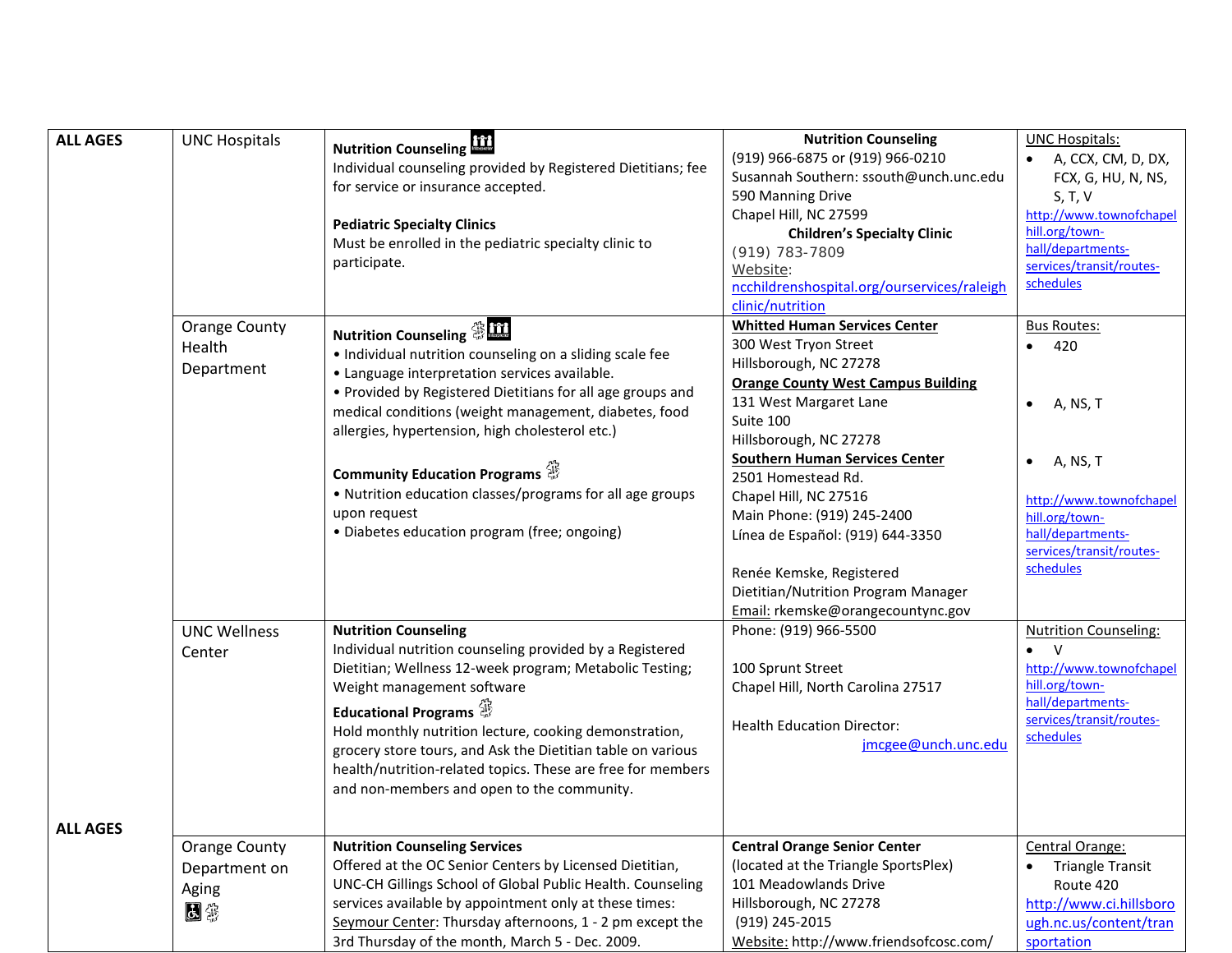| ALL AGES | UNC Hospitals | **Nutrition Counseling**<br>Individual counseling provided by Registered Dietitians; fee for service or insurance accepted.<br><br>**Pediatric Specialty Clinics**<br>Must be enrolled in the pediatric specialty clinic to participate. | **Nutrition Counseling**<br>(919) 966-6875 or (919) 966-0210<br>Susannah Southern: ssouth@unch.unc.edu<br>590 Manning Drive<br>Chapel Hill, NC 27599<br>**Children's Specialty Clinic**<br>(919) 783-7809<br>Website: ncchildrenshospital.org/ourservices/raleighclinic/nutrition | UNC Hospitals:<br>• A, CCX, CM, D, DX, FCX, G, HU, N, NS, S, T, V<br>http://www.townofchapelhill.org/town-hall/departments-services/transit/routes-schedules |
|---|---|---|---|---|
| | Orange County Health Department | **Nutrition Counseling**<br>• Individual nutrition counseling on a sliding scale fee<br>• Language interpretation services available.<br>• Provided by Registered Dietitians for all age groups and medical conditions (weight management, diabetes, food allergies, hypertension, high cholesterol etc.)<br><br>**Community Education Programs**<br>• Nutrition education classes/programs for all age groups upon request<br>• Diabetes education program (free; ongoing) | **Whitted Human Services Center**<br>300 West Tryon Street<br>Hillsborough, NC 27278<br>**Orange County West Campus Building**<br>131 West Margaret Lane<br>Suite 100<br>Hillsborough, NC 27278<br>**Southern Human Services Center**<br>2501 Homestead Rd.<br>Chapel Hill, NC 27516<br>Main Phone: (919) 245-2400<br>Línea de Español: (919) 644-3350<br><br>Renée Kemske, Registered Dietitian/Nutrition Program Manager<br>Email: rkemske@orangecountync.gov | Bus Routes:<br>• 420<br><br>• A, NS, T<br><br>• A, NS, T<br><br>http://www.townofchapelhill.org/town-hall/departments-services/transit/routes-schedules |
| | UNC Wellness Center | **Nutrition Counseling**<br>Individual nutrition counseling provided by a Registered Dietitian; Wellness 12-week program; Metabolic Testing; Weight management software<br>**Educational Programs**<br>Hold monthly nutrition lecture, cooking demonstration, grocery store tours, and Ask the Dietitian table on various health/nutrition-related topics. These are free for members and non-members and open to the community. | Phone: (919) 966-5500<br><br>100 Sprunt Street<br>Chapel Hill, North Carolina 27517<br><br>Health Education Director:<br>jmcgee@unch.unc.edu | Nutrition Counseling:<br>• V<br>http://www.townofchapelhill.org/town-hall/departments-services/transit/routes-schedules |
| ALL AGES | Orange County Department on Aging | **Nutrition Counseling Services**<br>Offered at the OC Senior Centers by Licensed Dietitian, UNC-CH Gillings School of Global Public Health. Counseling services available by appointment only at these times:<br>Seymour Center: Thursday afternoons, 1 - 2 pm except the 3rd Thursday of the month, March 5 - Dec. 2009. | **Central Orange Senior Center**<br>(located at the Triangle SportsPlex)<br>101 Meadowlands Drive<br>Hillsborough, NC 27278<br>(919) 245-2015<br>Website: http://www.friendsofcosc.com/ | Central Orange:<br>• Triangle Transit Route 420<br>http://www.ci.hillsborough.nc.us/content/transportation |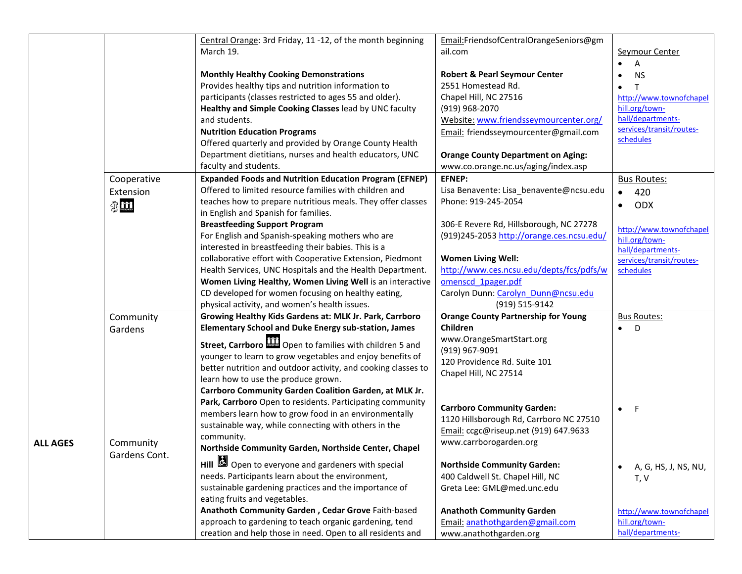| ALL AGES | | Central Orange: 3rd Friday, 11 -12, of the month beginning March 19.<br><br>**Monthly Healthy Cooking Demonstrations**<br>Provides healthy tips and nutrition information to participants (classes restricted to ages 55 and older).<br>**Healthy and Simple Cooking Classes** lead by UNC faculty and students.<br>**Nutrition Education Programs**<br>Offered quarterly and provided by Orange County Health Department dietitians, nurses and health educators, UNC faculty and students. | Email:FriendsofCentralOrangeSeniors@gmail.com<br><br>**Robert & Pearl Seymour Center**<br>2551 Homestead Rd.<br>Chapel Hill, NC 27516<br>(919) 968-2070<br>Website: www.friendsseymourcenter.org/<br>Email: friendsseymourcenter@gmail.com<br><br>**Orange County Department on Aging:**<br>www.co.orange.nc.us/aging/index.asp | Seymour Center<br>• A<br>• NS<br>• T<br>http://www.townofchapelhill.org/town-hall/departments-services/transit/routes-schedules |
|---|---|---|---|---|
| | Cooperative Extension | **Expanded Foods and Nutrition Education Program (EFNEP)**<br>Offered to limited resource families with children and teaches how to prepare nutritious meals. They offer classes in English and Spanish for families.<br>**Breastfeeding Support Program**<br>For English and Spanish-speaking mothers who are interested in breastfeeding their babies. This is a collaborative effort with Cooperative Extension, Piedmont Health Services, UNC Hospitals and the Health Department.<br>**Women Living Healthy, Women Living Well** is an interactive CD developed for women focusing on healthy eating, physical activity, and women's health issues. | **EFNEP:**<br>Lisa Benavente: Lisa_benavente@ncsu.edu<br>Phone: 919-245-2054<br><br>306-E Revere Rd, Hillsborough, NC 27278<br>(919)245-2053 http://orange.ces.ncsu.edu/<br><br>**Women Living Well:**<br>http://www.ces.ncsu.edu/depts/fcs/pdfs/womenscd_1pager.pdf<br>Carolyn Dunn: Carolyn_Dunn@ncsu.edu<br>(919) 515-9142 | Bus Routes:<br>• 420<br>• ODX<br><br>http://www.townofchapelhill.org/town-hall/departments-services/transit/routes-schedules |
| | Community Gardens<br><br><br><br><br><br>Community Gardens Cont. | **Growing Healthy Kids Gardens at: MLK Jr. Park, Carrboro Elementary School and Duke Energy sub-station, James Street, Carrboro** Open to families with children 5 and younger to learn to grow vegetables and enjoy benefits of better nutrition and outdoor activity, and cooking classes to learn how to use the produce grown.<br>**Carrboro Community Garden Coalition Garden, at MLK Jr. Park, Carrboro** Open to residents. Participating community members learn how to grow food in an environmentally sustainable way, while connecting with others in the community.<br>**Northside Community Garden, Northside Center, Chapel Hill** Open to everyone and gardeners with special needs. Participants learn about the environment, sustainable gardening practices and the importance of eating fruits and vegetables.<br>**Anathoth Community Garden , Cedar Grove** Faith-based approach to gardening to teach organic gardening, tend creation and help those in need. Open to all residents and | **Orange County Partnership for Young Children**<br>www.OrangeSmartStart.org<br>(919) 967-9091<br>120 Providence Rd. Suite 101<br>Chapel Hill, NC 27514<br><br>**Carrboro Community Garden:**<br>1120 Hillsborough Rd, Carrboro NC 27510<br>Email: ccgc@riseup.net (919) 647.9633<br>www.carrborogarden.org<br><br>**Northside Community Garden:**<br>400 Caldwell St. Chapel Hill, NC<br>Greta Lee: GML@med.unc.edu<br><br>**Anathoth Community Garden**<br>Email: anathothgarden@gmail.com<br>www.anathothgarden.org | Bus Routes:<br>• D<br><br>• F<br><br>• A, G, HS, J, NS, NU, T, V<br><br>http://www.townofchapelhill.org/town-hall/departments- |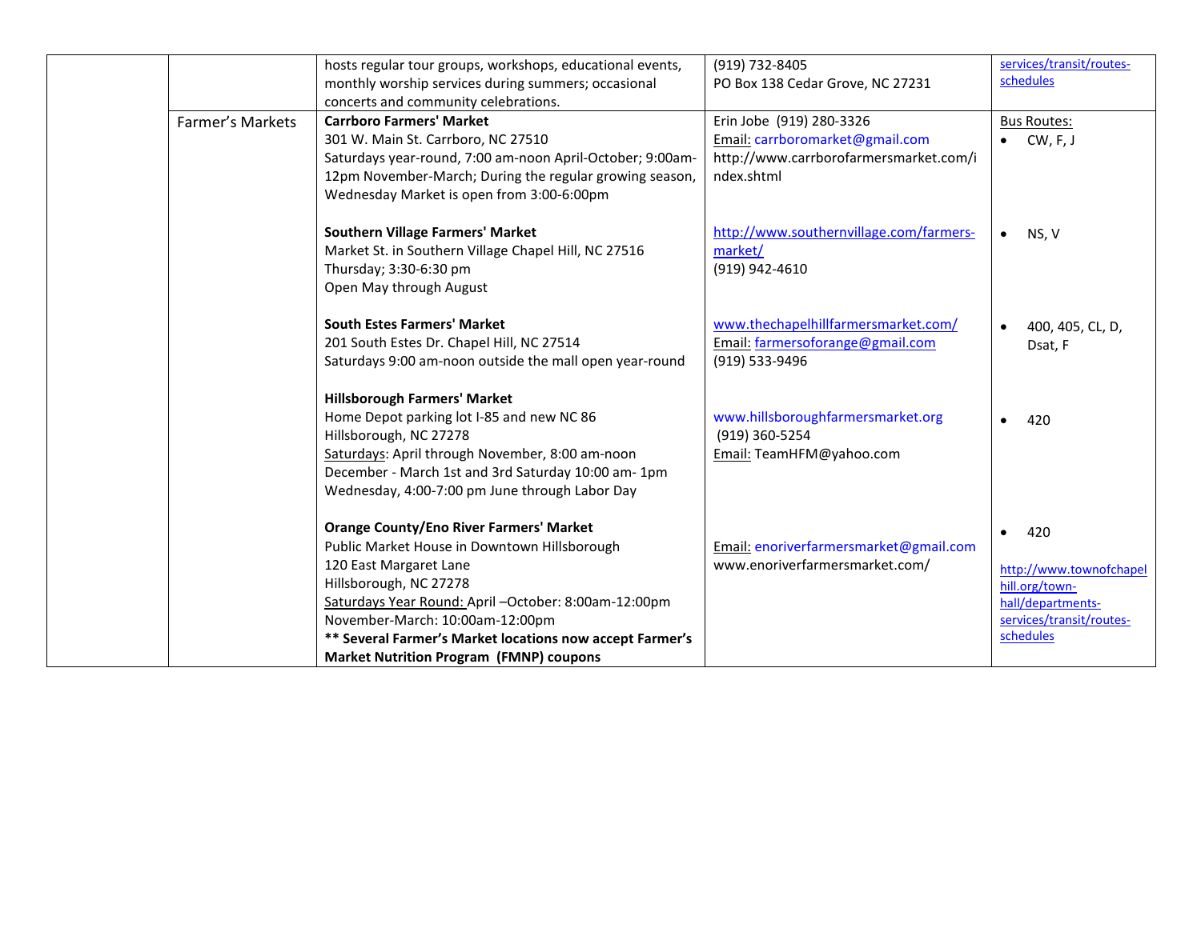| | | | | |
|---|---|---|---|---|
| | | hosts regular tour groups, workshops, educational events, monthly worship services during summers; occasional concerts and community celebrations. | (919) 732-8405<br>PO Box 138 Cedar Grove, NC 27231 | services/transit/routes-schedules |
| | Farmer's Markets | **Carrboro Farmers' Market**<br>301 W. Main St. Carrboro, NC 27510<br>Saturdays year-round, 7:00 am-noon April-October; 9:00am-12pm November-March; During the regular growing season, Wednesday Market is open from 3:00-6:00pm | Erin Jobe (919) 280-3326<br>Email: carrboromarket@gmail.com<br>http://www.carrborofarmersmarket.com/index.shtml | Bus Routes:<br>• CW, F, J |
| | | **Southern Village Farmers' Market**<br>Market St. in Southern Village Chapel Hill, NC 27516<br>Thursday; 3:30-6:30 pm<br>Open May through August | http://www.southernvillage.com/farmers-market/<br>(919) 942-4610 | • NS, V |
| | | **South Estes Farmers' Market**<br>201 South Estes Dr. Chapel Hill, NC 27514<br>Saturdays 9:00 am-noon outside the mall open year-round | www.thechapelhillfarmersmarket.com/<br>Email: farmersoforange@gmail.com<br>(919) 533-9496 | • 400, 405, CL, D, Dsat, F |
| | | **Hillsborough Farmers' Market**<br>Home Depot parking lot I-85 and new NC 86<br>Hillsborough, NC 27278<br>Saturdays: April through November, 8:00 am-noon<br>December - March 1st and 3rd Saturday 10:00 am- 1pm<br>Wednesday, 4:00-7:00 pm June through Labor Day | www.hillsboroughfarmersmarket.org<br>(919) 360-5254<br>Email: TeamHFM@yahoo.com | • 420 |
| | | **Orange County/Eno River Farmers' Market**<br>Public Market House in Downtown Hillsborough<br>120 East Margaret Lane<br>Hillsborough, NC 27278<br>Saturdays Year Round: April –October: 8:00am-12:00pm<br>November-March: 10:00am-12:00pm<br>**** Several Farmer's Market locations now accept Farmer's Market Nutrition Program (FMNP) coupons** | Email: enoriverfarmersmarket@gmail.com<br>www.enoriverfarmersmarket.com/ | • 420<br><br>http://www.townofchapelhill.org/town-hall/departments-services/transit/routes-schedules |